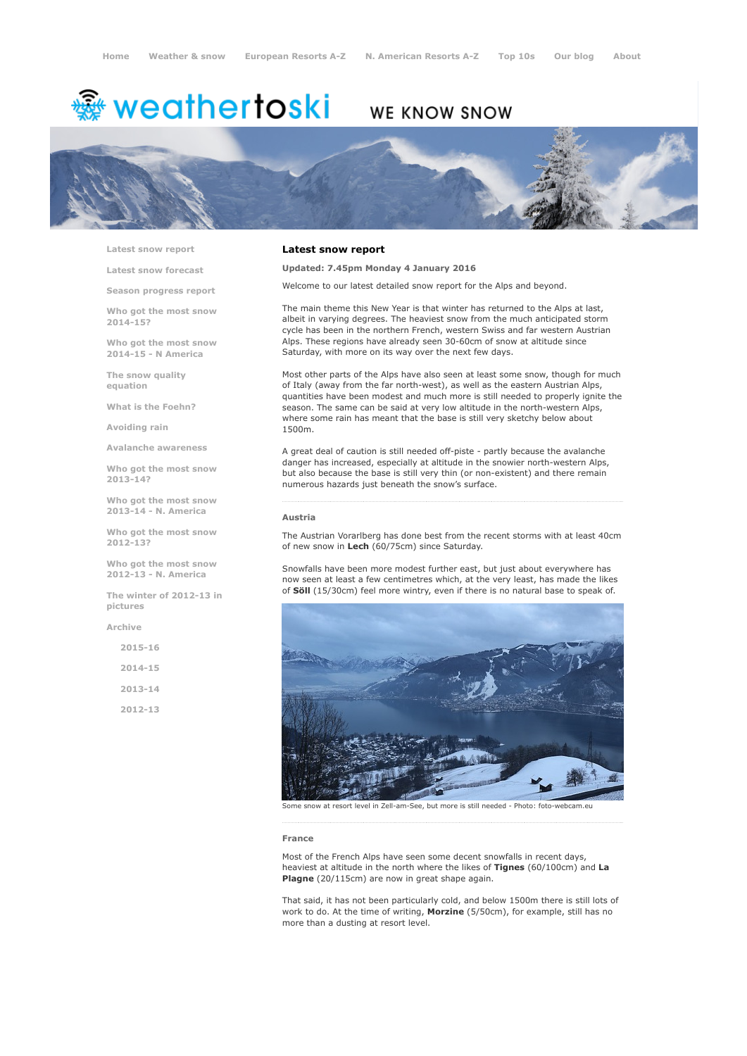Home | Weather & snow | European Resorts A-Z | N. American Resorts A-Z | Top 10s | Our blog | About

weathertoski — WE KNOW SNOW

- Latest snow report
- Latest snow forecast
- Season progress report
- Who got the most snow 2014-15?
- Who got the most snow 2014-15 - N America
- The snow quality equation
- What is the Foehn?
- Avoiding rain
- Avalanche awareness
- Who got the most snow 2013-14?
- Who got the most snow 2013-14 - N. America
- Who got the most snow 2012-13?
- Who got the most snow 2012-13 - N. America
- The winter of 2012-13 in pictures
- Archive
  - 2015-16
  - 2014-15
  - 2013-14
  - 2012-13

# Latest snow report

**Updated: 7.45pm Monday 4 January 2016**

Welcome to our latest detailed snow report for the Alps and beyond.

The main theme this New Year is that winter has returned to the Alps at last, albeit in varying degrees. The heaviest snow from the much anticipated storm cycle has been in the northern French, western Swiss and far western Austrian Alps. These regions have already seen 30-60cm of snow at altitude since Saturday, with more on its way over the next few days.

Most other parts of the Alps have also seen at least some snow, though for much of Italy (away from the far north-west), as well as the eastern Austrian Alps, quantities have been modest and much more is still needed to properly ignite the season. The same can be said at very low altitude in the north-western Alps, where some rain has meant that the base is still very sketchy below about 1500m.

A great deal of caution is still needed off-piste - partly because the avalanche danger has increased, especially at altitude in the snowier north-western Alps, but also because the base is still very thin (or non-existent) and there remain numerous hazards just beneath the snow's surface.

## Austria

The Austrian Vorarlberg has done best from the recent storms with at least 40cm of new snow in **Lech** (60/75cm) since Saturday.

Snowfalls have been more modest further east, but just about everywhere has now seen at least a few centimetres which, at the very least, has made the likes of **Söll** (15/30cm) feel more wintry, even if there is no natural base to speak of.

Some snow at resort level in Zell-am-See, but more is still needed - Photo: foto-webcam.eu

## France

Most of the French Alps have seen some decent snowfalls in recent days, heaviest at altitude in the north where the likes of **Tignes** (60/100cm) and **La Plagne** (20/115cm) are now in great shape again.

That said, it has not been particularly cold, and below 1500m there is still lots of work to do. At the time of writing, **Morzine** (5/50cm), for example, still has no more than a dusting at resort level.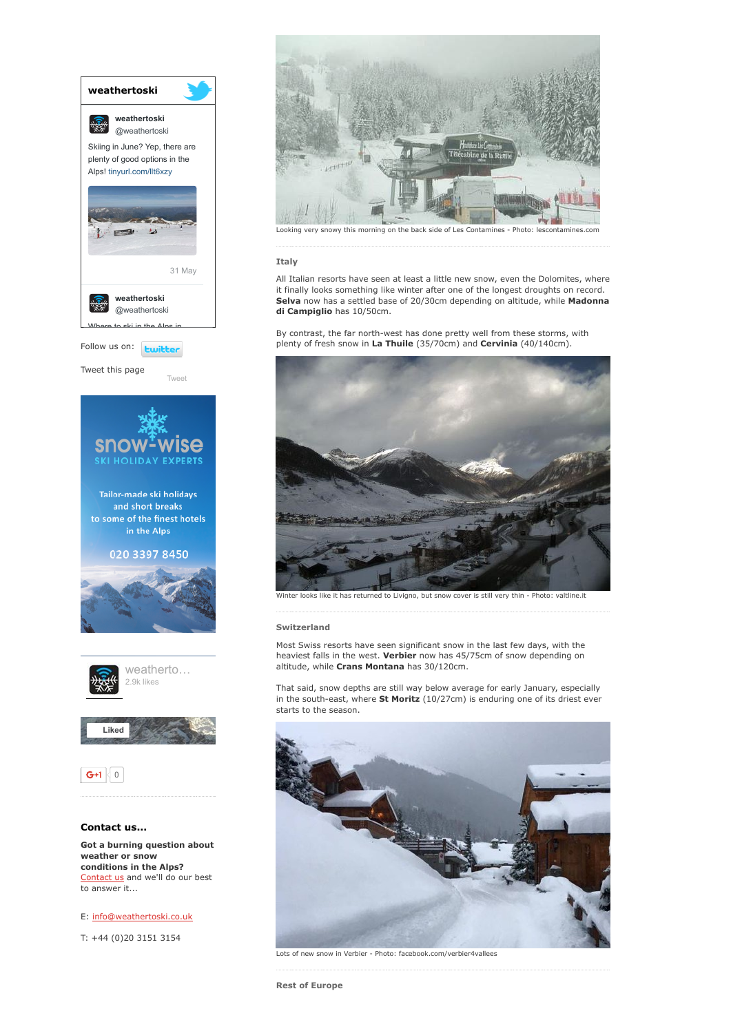Looking very snowy this morning on the back side of Les Contamines - Photo: lescontamines.com

### Italy

All Italian resorts have seen at least a little new snow, even the Dolomites, where it finally looks something like winter after one of the longest droughts on record. **Selva** now has a settled base of 20/30cm depending on altitude, while **Madonna di Campiglio** has 10/50cm.

By contrast, the far north-west has done pretty well from these storms, with plenty of fresh snow in **La Thuile** (35/70cm) and **Cervinia** (40/140cm).

Winter looks like it has returned to Livigno, but snow cover is still very thin - Photo: valtline.it

### Switzerland

Most Swiss resorts have seen significant snow in the last few days, with the heaviest falls in the west. **Verbier** now has 45/75cm of snow depending on altitude, while **Crans Montana** has 30/120cm.

That said, snow depths are still way below average for early January, especially in the south-east, where **St Moritz** (10/27cm) is enduring one of its driest ever starts to the season.

Lots of new snow in Verbier - Photo: facebook.com/verbier4vallees

### Rest of Europe

**weathertoski**

weathertoski
@weathertoski

Skiing in June? Yep, there are plenty of good options in the Alps! tinyurl.com/llt6xzy

31 May

weathertoski
@weathertoski

Follow us on: twitter

Tweet this page

Tweet

snow-wise
SKI HOLIDAY EXPERTS

Tailor-made ski holidays and short breaks to some of the finest hotels in the Alps

020 3397 8450

weatherto...
2.9k likes

Liked

G+1 0

### Contact us...

**Got a burning question about weather or snow conditions in the Alps?**
Contact us and we'll do our best to answer it...

E: info@weathertoski.co.uk

T: +44 (0)20 3151 3154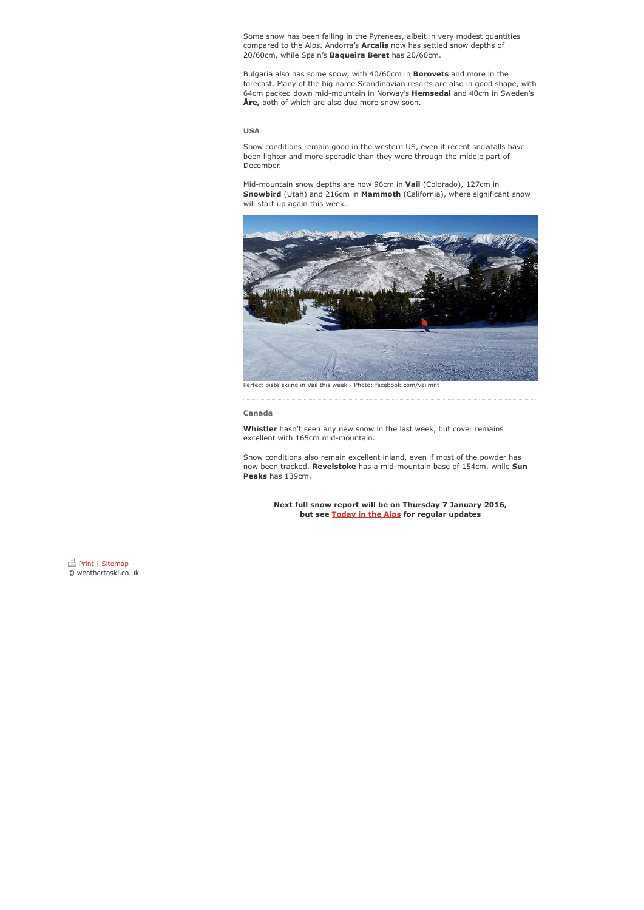Some snow has been falling in the Pyrenees, albeit in very modest quantities compared to the Alps. Andorra's **Arcalis** now has settled snow depths of 20/60cm, while Spain's **Baqueira Beret** has 20/60cm.

Bulgaria also has some snow, with 40/60cm in **Borovets** and more in the forecast. Many of the big name Scandinavian resorts are also in good shape, with 64cm packed down mid-mountain in Norway's **Hemsedal** and 40cm in Sweden's **Åre,** both of which are also due more snow soon.

### USA

Snow conditions remain good in the western US, even if recent snowfalls have been lighter and more sporadic than they were through the middle part of December.

Mid-mountain snow depths are now 96cm in **Vail** (Colorado), 127cm in **Snowbird** (Utah) and 216cm in **Mammoth** (California), where significant snow will start up again this week.

Perfect piste skiing in Vail this week - Photo: facebook.com/vailmnt

### Canada

**Whistler** hasn't seen any new snow in the last week, but cover remains excellent with 165cm mid-mountain.

Snow conditions also remain excellent inland, even if most of the powder has now been tracked. **Revelstoke** has a mid-mountain base of 154cm, while **Sun Peaks** has 139cm.

**Next full snow report will be on Thursday 7 January 2016, but see Today in the Alps for regular updates**

Print | Sitemap
© weathertoski.co.uk